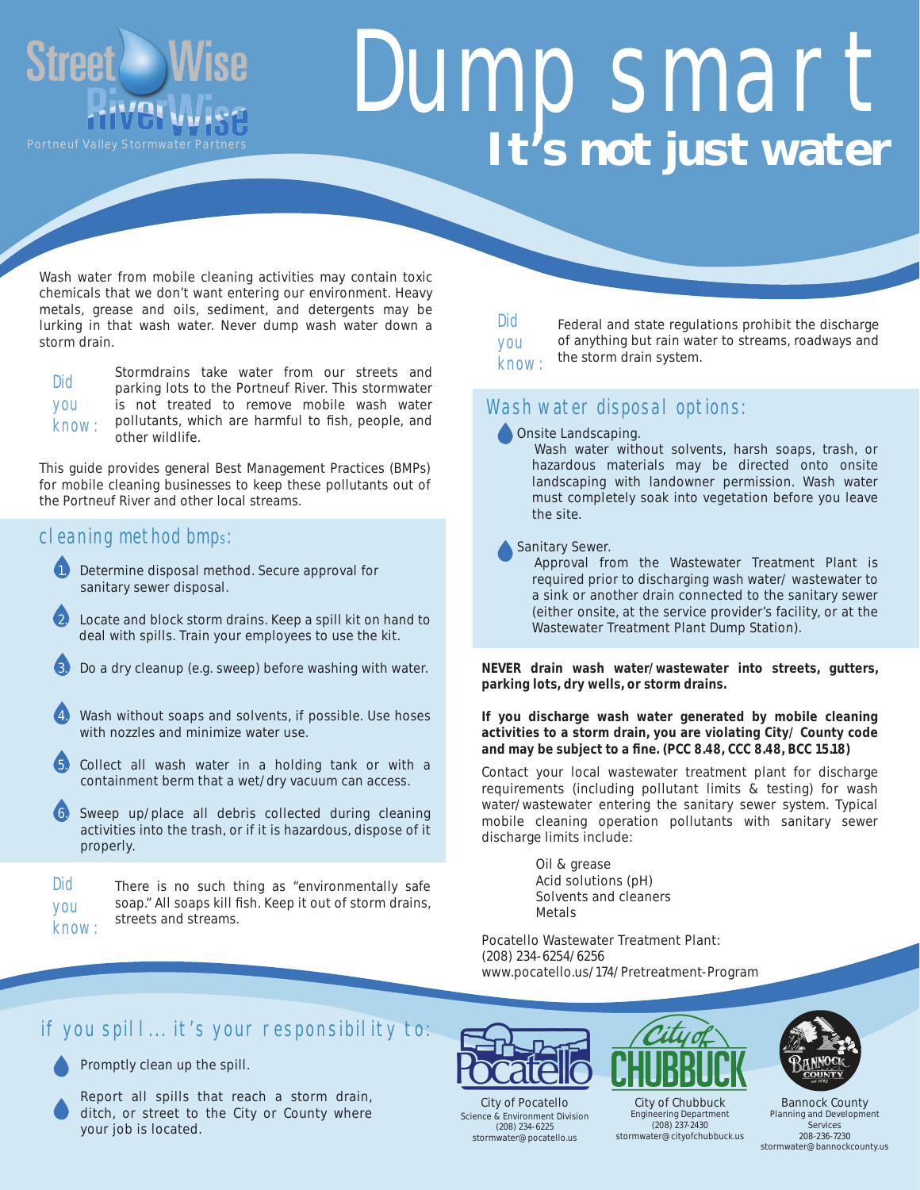Street Wise River Wise
Portneuf Valley Stormwater Partners

# Dump smart

## It's not just water

Wash water from mobile cleaning activities may contain toxic chemicals that we don't want entering our environment. Heavy metals, grease and oils, sediment, and detergents may be lurking in that wash water. Never dump wash water down a storm drain.

**Did you know:** Stormdrains take water from our streets and parking lots to the Portneuf River. This stormwater is not treated to remove mobile wash water pollutants, which are harmful to fish, people, and other wildlife.

This guide provides general Best Management Practices (BMPs) for mobile cleaning businesses to keep these pollutants out of the Portneuf River and other local streams.

## cleaning method bmps:

1. Determine disposal method. Secure approval for sanitary sewer disposal.
2. Locate and block storm drains. Keep a spill kit on hand to deal with spills. Train your employees to use the kit.
3. Do a dry cleanup (e.g. sweep) before washing with water.
4. Wash without soaps and solvents, if possible. Use hoses with nozzles and minimize water use.
5. Collect all wash water in a holding tank or with a containment berm that a wet/dry vacuum can access.
6. Sweep up/place all debris collected during cleaning activities into the trash, or if it is hazardous, dispose of it properly.

**Did you know:** There is no such thing as "environmentally safe soap." All soaps kill fish. Keep it out of storm drains, streets and streams.

**Did you know:** Federal and state regulations prohibit the discharge of anything but rain water to streams, roadways and the storm drain system.

## Wash water disposal options:

- Onsite Landscaping.
  Wash water without solvents, harsh soaps, trash, or hazardous materials may be directed onto onsite landscaping with landowner permission. Wash water must completely soak into vegetation before you leave the site.
- Sanitary Sewer.
  Approval from the Wastewater Treatment Plant is required prior to discharging wash water/ wastewater to a sink or another drain connected to the sanitary sewer (either onsite, at the service provider's facility, or at the Wastewater Treatment Plant Dump Station).

**NEVER drain wash water/wastewater into streets, gutters, parking lots, dry wells, or storm drains.**

**If you discharge wash water generated by mobile cleaning activities to a storm drain, you are violating City/ County code and may be subject to a fine. (PCC 8.48, CCC 8.48, BCC 15.18)**

Contact your local wastewater treatment plant for discharge requirements (including pollutant limits & testing) for wash water/wastewater entering the sanitary sewer system. Typical mobile cleaning operation pollutants with sanitary sewer discharge limits include:

- Oil & grease
- Acid solutions (pH)
- Solvents and cleaners
- Metals

Pocatello Wastewater Treatment Plant:
(208) 234-6254/6256
www.pocatello.us/174/Pretreatment-Program

## if you spill... it's your responsibility to:

- Promptly clean up the spill.
- Report all spills that reach a storm drain, ditch, or street to the City or County where your job is located.

City of Pocatello
Science & Environment Division
(208) 234-6225
stormwater@pocatello.us

City of Chubbuck
Engineering Department
(208) 237-2430
stormwater@cityofchubbuck.us

Bannock County
Planning and Development Services
208-236-7230
stormwater@bannockcounty.us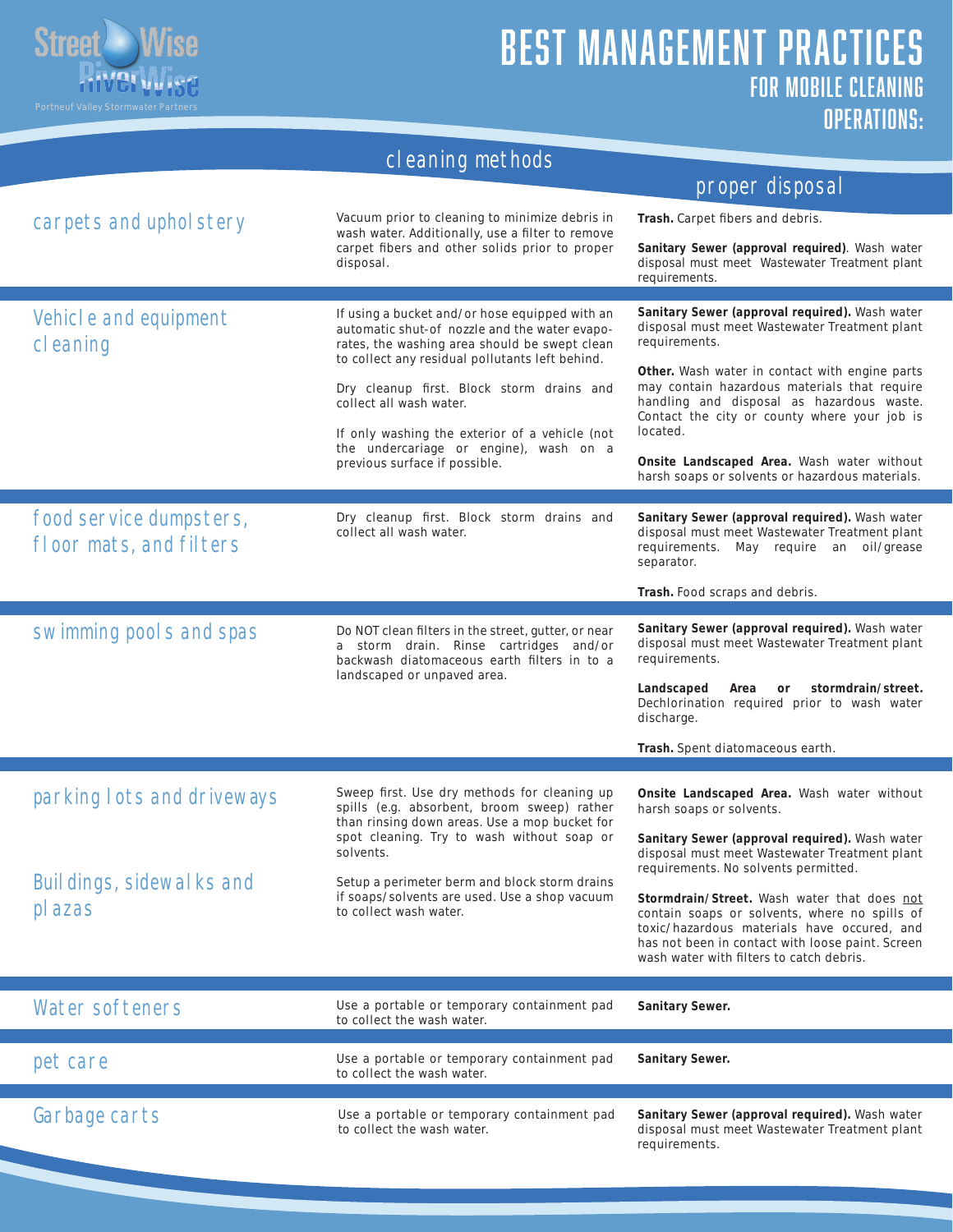# BEST MANAGEMENT PRACTICES FOR MOBILE CLEANING OPERATIONS:

Street Wise River Wise
Portneuf Valley Stormwater Partners

| | cleaning methods | proper disposal |
|---|---|---|
| carpets and upholstery | Vacuum prior to cleaning to minimize debris in wash water. Additionally, use a filter to remove carpet fibers and other solids prior to proper disposal. | **Trash.** Carpet fibers and debris.<br><br>**Sanitary Sewer (approval required)**. Wash water disposal must meet Wastewater Treatment plant requirements. |
| Vehicle and equipment cleaning | If using a bucket and/or hose equipped with an automatic shut-of nozzle and the water evaporates, the washing area should be swept clean to collect any residual pollutants left behind.<br><br>Dry cleanup first. Block storm drains and collect all wash water.<br><br>If only washing the exterior of a vehicle (not the undercariage or engine), wash on a previous surface if possible. | **Sanitary Sewer (approval required).** Wash water disposal must meet Wastewater Treatment plant requirements.<br><br>**Other.** Wash water in contact with engine parts may contain hazardous materials that require handling and disposal as hazardous waste. Contact the city or county where your job is located.<br><br>**Onsite Landscaped Area.** Wash water without harsh soaps or solvents or hazardous materials. |
| food service dumpsters, floor mats, and filters | Dry cleanup first. Block storm drains and collect all wash water. | **Sanitary Sewer (approval required).** Wash water disposal must meet Wastewater Treatment plant requirements. May require an oil/grease separator.<br><br>**Trash.** Food scraps and debris. |
| swimming pools and spas | Do NOT clean filters in the street, gutter, or near a storm drain. Rinse cartridges and/or backwash diatomaceous earth filters in to a landscaped or unpaved area. | **Sanitary Sewer (approval required).** Wash water disposal must meet Wastewater Treatment plant requirements.<br><br>**Landscaped Area or stormdrain/street.** Dechlorination required prior to wash water discharge.<br><br>**Trash.** Spent diatomaceous earth. |
| parking lots and driveways<br><br>Buildings, sidewalks and plazas | Sweep first. Use dry methods for cleaning up spills (e.g. absorbent, broom sweep) rather than rinsing down areas. Use a mop bucket for spot cleaning. Try to wash without soap or solvents.<br><br>Setup a perimeter berm and block storm drains if soaps/solvents are used. Use a shop vacuum to collect wash water. | **Onsite Landscaped Area.** Wash water without harsh soaps or solvents.<br><br>**Sanitary Sewer (approval required).** Wash water disposal must meet Wastewater Treatment plant requirements. No solvents permitted.<br><br>**Stormdrain/Street.** Wash water that does not contain soaps or solvents, where no spills of toxic/hazardous materials have occured, and has not been in contact with loose paint. Screen wash water with filters to catch debris. |
| Water softeners | Use a portable or temporary containment pad to collect the wash water. | **Sanitary Sewer.** |
| pet care | Use a portable or temporary containment pad to collect the wash water. | **Sanitary Sewer.** |
| Garbage carts | Use a portable or temporary containment pad to collect the wash water. | **Sanitary Sewer (approval required).** Wash water disposal must meet Wastewater Treatment plant requirements. |